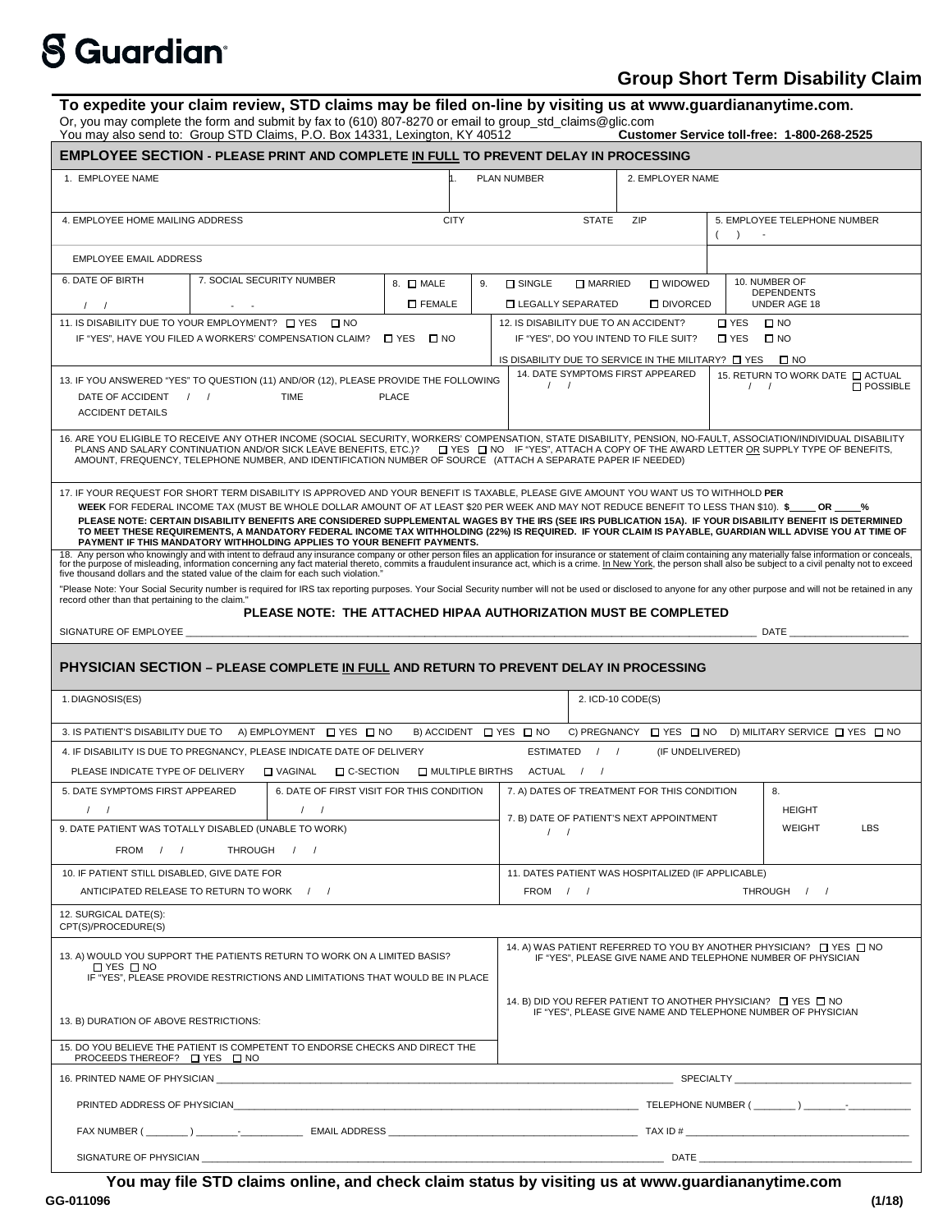# Guardian

## Group Short Term Disability Claim

**To expedite your claim review, STD claims may be filed on-line by visiting us at www.guardiananytime.com.**
Or, you may complete the form and submit by fax to (610) 807-8270 or email to group_std_claims@glic.com
You may also send to: Group STD Claims, P.O. Box 14331, Lexington, KY 40512 **Customer Service toll-free: 1-800-268-2525**

### EMPLOYEE SECTION - PLEASE PRINT AND COMPLETE IN FULL TO PREVENT DELAY IN PROCESSING

| 1. EMPLOYEE NAME | 1. PLAN NUMBER | 2. EMPLOYER NAME |
|---|---|---|
| | | |

| 4. EMPLOYEE HOME MAILING ADDRESS | CITY | STATE | ZIP | 5. EMPLOYEE TELEPHONE NUMBER |
|---|---|---|---|---|
| | | | | ( ) - |

EMPLOYEE EMAIL ADDRESS

| 6. DATE OF BIRTH | 7. SOCIAL SECURITY NUMBER | 8. | 9. | 10. NUMBER OF DEPENDENTS UNDER AGE 18 |
|---|---|---|---|---|
| / / | - - | ☐ MALE ☐ FEMALE | ☐ SINGLE ☐ MARRIED ☐ WIDOWED ☐ LEGALLY SEPARATED ☐ DIVORCED | |

11. IS DISABILITY DUE TO YOUR EMPLOYMENT? ☐ YES ☐ NO
IF "YES", HAVE YOU FILED A WORKERS' COMPENSATION CLAIM? ☐ YES ☐ NO

12. IS DISABILITY DUE TO AN ACCIDENT? ☐ YES ☐ NO
IF "YES", DO YOU INTEND TO FILE SUIT? ☐ YES ☐ NO
IS DISABILITY DUE TO SERVICE IN THE MILITARY? ☐ YES ☐ NO

13. IF YOU ANSWERED "YES" TO QUESTION (11) AND/OR (12), PLEASE PROVIDE THE FOLLOWING
DATE OF ACCIDENT / / TIME PLACE
ACCIDENT DETAILS

14. DATE SYMPTOMS FIRST APPEARED / /

15. RETURN TO WORK DATE / / ☐ ACTUAL ☐ POSSIBLE

16. ARE YOU ELIGIBLE TO RECEIVE ANY OTHER INCOME (SOCIAL SECURITY, WORKERS' COMPENSATION, STATE DISABILITY, PENSION, NO-FAULT, ASSOCIATION/INDIVIDUAL DISABILITY PLANS AND SALARY CONTINUATION AND/OR SICK LEAVE BENEFITS, ETC.)? ☐ YES ☐ NO IF "YES", ATTACH A COPY OF THE AWARD LETTER OR SUPPLY TYPE OF BENEFITS, AMOUNT, FREQUENCY, TELEPHONE NUMBER, AND IDENTIFICATION NUMBER OF SOURCE (ATTACH A SEPARATE PAPER IF NEEDED)

17. IF YOUR REQUEST FOR SHORT TERM DISABILITY IS APPROVED AND YOUR BENEFIT IS TAXABLE, PLEASE GIVE AMOUNT YOU WANT US TO WITHHOLD **PER WEEK** FOR FEDERAL INCOME TAX (MUST BE WHOLE DOLLAR AMOUNT OF AT LEAST $20 PER WEEK AND MAY NOT REDUCE BENEFIT TO LESS THAN $10). **$_____ OR _____%**

**PLEASE NOTE: CERTAIN DISABILITY BENEFITS ARE CONSIDERED SUPPLEMENTAL WAGES BY THE IRS (SEE IRS PUBLICATION 15A). IF YOUR DISABILITY BENEFIT IS DETERMINED TO MEET THESE REQUIREMENTS, A MANDATORY FEDERAL INCOME TAX WITHHOLDING (22%) IS REQUIRED. IF YOUR CLAIM IS PAYABLE, GUARDIAN WILL ADVISE YOU AT TIME OF PAYMENT IF THIS MANDATORY WITHHOLDING APPLIES TO YOUR BENEFIT PAYMENTS.**

18. Any person who knowingly and with intent to defraud any insurance company or other person files an application for insurance or statement of claim containing any materially false information or conceals, for the purpose of misleading, information concerning any fact material thereto, commits a fraudulent insurance act, which is a crime. In New York, the person shall also be subject to a civil penalty not to exceed five thousand dollars and the stated value of the claim for each such violation."

"Please Note: Your Social Security number is required for IRS tax reporting purposes. Your Social Security number will not be used or disclosed to anyone for any other purpose and will not be retained in any record other than that pertaining to the claim."

**PLEASE NOTE: THE ATTACHED HIPAA AUTHORIZATION MUST BE COMPLETED**

SIGNATURE OF EMPLOYEE ______________________________ DATE ______________

### PHYSICIAN SECTION – PLEASE COMPLETE IN FULL AND RETURN TO PREVENT DELAY IN PROCESSING

| 1. DIAGNOSIS(ES) | 2. ICD-10 CODE(S) |
|---|---|
| | |

3. IS PATIENT'S DISABILITY DUE TO A) EMPLOYMENT ☐ YES ☐ NO B) ACCIDENT ☐ YES ☐ NO C) PREGNANCY ☐ YES ☐ NO D) MILITARY SERVICE ☐ YES ☐ NO

4. IF DISABILITY IS DUE TO PREGNANCY, PLEASE INDICATE DATE OF DELIVERY ESTIMATED / / (IF UNDELIVERED)
PLEASE INDICATE TYPE OF DELIVERY ☐ VAGINAL ☐ C-SECTION ☐ MULTIPLE BIRTHS ACTUAL / /

5. DATE SYMPTOMS FIRST APPEARED / /

6. DATE OF FIRST VISIT FOR THIS CONDITION / /

7. A) DATES OF TREATMENT FOR THIS CONDITION

7. B) DATE OF PATIENT'S NEXT APPOINTMENT / /

8. HEIGHT
WEIGHT LBS

9. DATE PATIENT WAS TOTALLY DISABLED (UNABLE TO WORK)
FROM / / THROUGH / /

10. IF PATIENT STILL DISABLED, GIVE DATE FOR ANTICIPATED RELEASE TO RETURN TO WORK / /

11. DATES PATIENT WAS HOSPITALIZED (IF APPLICABLE)
FROM / / THROUGH / /

12. SURGICAL DATE(S):
CPT(S)/PROCEDURE(S)

13. A) WOULD YOU SUPPORT THE PATIENTS RETURN TO WORK ON A LIMITED BASIS? ☐ YES ☐ NO
IF "YES", PLEASE PROVIDE RESTRICTIONS AND LIMITATIONS THAT WOULD BE IN PLACE

13. B) DURATION OF ABOVE RESTRICTIONS:

14. A) WAS PATIENT REFERRED TO YOU BY ANOTHER PHYSICIAN? ☐ YES ☐ NO
IF "YES", PLEASE GIVE NAME AND TELEPHONE NUMBER OF PHYSICIAN

14. B) DID YOU REFER PATIENT TO ANOTHER PHYSICIAN? ☐ YES ☐ NO
IF "YES", PLEASE GIVE NAME AND TELEPHONE NUMBER OF PHYSICIAN

15. DO YOU BELIEVE THE PATIENT IS COMPETENT TO ENDORSE CHECKS AND DIRECT THE PROCEEDS THEREOF? ☐ YES ☐ NO

16. PRINTED NAME OF PHYSICIAN ______________________________ SPECIALTY ______________

PRINTED ADDRESS OF PHYSICIAN ______________________________ TELEPHONE NUMBER ( ________ ) ________-__________

FAX NUMBER ( ________ ) ________-__________ EMAIL ADDRESS ______________________________ TAX ID # ______________

SIGNATURE OF PHYSICIAN ______________________________ DATE ______________

**You may file STD claims online, and check claim status by visiting us at www.guardiananytime.com**

GG-011096 (1/18)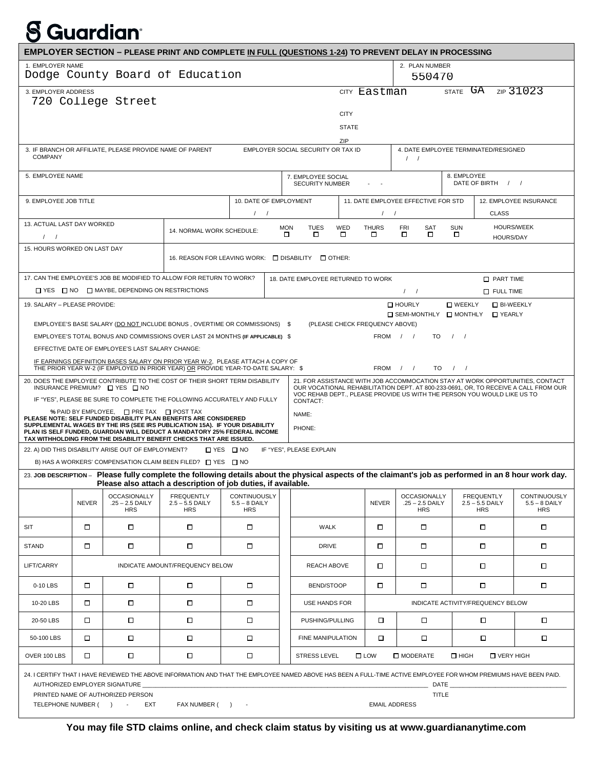# Guardian

## EMPLOYER SECTION – PLEASE PRINT AND COMPLETE IN FULL (QUESTIONS 1-24) TO PREVENT DELAY IN PROCESSING

1. EMPLOYER NAME: Dodge County Board of Education
2. PLAN NUMBER: 550470

3. EMPLOYER ADDRESS: 720 College Street
CITY Eastman STATE GA ZIP 31023

CITY
STATE
ZIP

3. IF BRANCH OR AFFILIATE, PLEASE PROVIDE NAME OF PARENT COMPANY

EMPLOYER SOCIAL SECURITY OR TAX ID

4. DATE EMPLOYEE TERMINATED/RESIGNED / /

5. EMPLOYEE NAME

7. EMPLOYEE SOCIAL SECURITY NUMBER - -

8. EMPLOYEE DATE OF BIRTH / /

9. EMPLOYEE JOB TITLE

10. DATE OF EMPLOYMENT / /

11. DATE EMPLOYEE EFFECTIVE FOR STD / /

12. EMPLOYEE INSURANCE CLASS

13. ACTUAL LAST DAY WORKED / /

14. NORMAL WORK SCHEDULE: ☐ MON ☐ TUES ☐ WED ☐ THURS ☐ FRI ☐ SAT ☐ SUN HOURS/WEEK HOURS/DAY

15. HOURS WORKED ON LAST DAY

16. REASON FOR LEAVING WORK: ☐ DISABILITY ☐ OTHER:

17. CAN THE EMPLOYEE'S JOB BE MODIFIED TO ALLOW FOR RETURN TO WORK?
☐ YES ☐ NO ☐ MAYBE, DEPENDING ON RESTRICTIONS

18. DATE EMPLOYEE RETURNED TO WORK / / ☐ PART TIME ☐ FULL TIME

19. SALARY – PLEASE PROVIDE: ☐ HOURLY ☐ WEEKLY ☐ BI-WEEKLY ☐ SEMI-MONTHLY ☐ MONTHLY ☐ YEARLY

EMPLOYEE'S BASE SALARY (DO NOT INCLUDE BONUS , OVERTIME OR COMMISSIONS) $ (PLEASE CHECK FREQUENCY ABOVE)

EMPLOYEE'S TOTAL BONUS AND COMMISSIONS OVER LAST 24 MONTHS **(IF APPLICABLE)** $ FROM / / TO / /

EFFECTIVE DATE OF EMPLOYEE'S LAST SALARY CHANGE:

IF EARNINGS DEFINITION BASES SALARY ON PRIOR YEAR W-2, PLEASE ATTACH A COPY OF THE PRIOR YEAR W-2 (IF EMPLOYED IN PRIOR YEAR) OR PROVIDE YEAR-TO-DATE SALARY: $ FROM / / TO / /

20. DOES THE EMPLOYEE CONTRIBUTE TO THE COST OF THEIR SHORT TERM DISABILITY INSURANCE PREMIUM? ☐ YES ☐ NO

IF "YES", PLEASE BE SURE TO COMPLETE THE FOLLOWING ACCURATELY AND FULLY

**%** PAID BY EMPLOYEE, ☐ PRE TAX ☐ POST TAX

**PLEASE NOTE: SELF FUNDED DISABILITY PLAN BENEFITS ARE CONSIDERED SUPPLEMENTAL WAGES BY THE IRS (SEE IRS PUBLICATION 15A). IF YOUR DISABILITY PLAN IS SELF FUNDED, GUARDIAN WILL DEDUCT A MANDATORY 25% FEDERAL INCOME TAX WITHHOLDING FROM THE DISABILITY BENEFIT CHECKS THAT ARE ISSUED.**

21. FOR ASSISTANCE WITH JOB ACCOMMOCATION STAY AT WORK OPPORTUNITIES, CONTACT OUR VOCATIONAL REHABILITATION DEPT. AT 800-233-0691, OR, TO RECEIVE A CALL FROM OUR VOC REHAB DEPT., PLEASE PROVIDE US WITH THE PERSON YOU WOULD LIKE US TO CONTACT:

NAME:

PHONE:

22. A) DID THIS DISABILITY ARISE OUT OF EMPLOYMENT? ☐ YES ☐ NO IF "YES", PLEASE EXPLAIN

B) HAS A WORKERS' COMPENSATION CLAIM BEEN FILED? ☐ YES ☐ NO

23. JOB DESCRIPTION – **Please fully complete the following details about the physical aspects of the claimant's job as performed in an 8 hour work day. Please also attach a description of job duties, if available.**

| | NEVER | OCCASIONALLY .25 – 2.5 DAILY HRS | FREQUENTLY 2.5 – 5.5 DAILY HRS | CONTINUOUSLY 5.5 – 8 DAILY HRS | | NEVER | OCCASIONALLY .25 – 2.5 DAILY HRS | FREQUENTLY 2.5 – 5.5 DAILY HRS | CONTINUOUSLY 5.5 – 8 DAILY HRS |
|---|---|---|---|---|---|---|---|---|---|
| SIT | ☐ | ☐ | ☐ | ☐ | WALK | ☐ | ☐ | ☐ | ☐ |
| STAND | ☐ | ☐ | ☐ | ☐ | DRIVE | ☐ | ☐ | ☐ | ☐ |
| LIFT/CARRY | INDICATE AMOUNT/FREQUENCY BELOW | | | | REACH ABOVE | ☐ | ☐ | ☐ | ☐ |
| 0-10 LBS | ☐ | ☐ | ☐ | ☐ | BEND/STOOP | ☐ | ☐ | ☐ | ☐ |
| 10-20 LBS | ☐ | ☐ | ☐ | ☐ | USE HANDS FOR | INDICATE ACTIVITY/FREQUENCY BELOW | | | |
| 20-50 LBS | ☐ | ☐ | ☐ | ☐ | PUSHING/PULLING | ☐ | ☐ | ☐ | ☐ |
| 50-100 LBS | ☐ | ☐ | ☐ | ☐ | FINE MANIPULATION | ☐ | ☐ | ☐ | ☐ |
| OVER 100 LBS | ☐ | ☐ | ☐ | ☐ | STRESS LEVEL | ☐ LOW | ☐ MODERATE | ☐ HIGH | ☐ VERY HIGH |

24. I CERTIFY THAT I HAVE REVIEWED THE ABOVE INFORMATION AND THAT THE EMPLOYEE NAMED ABOVE HAS BEEN A FULL-TIME ACTIVE EMPLOYEE FOR WHOM PREMIUMS HAVE BEEN PAID.

AUTHORIZED EMPLOYER SIGNATURE \_\_\_\_\_\_\_\_\_\_\_\_\_\_\_\_\_\_\_\_ DATE \_\_\_\_\_\_\_\_\_\_\_\_

PRINTED NAME OF AUTHORIZED PERSON TITLE

TELEPHONE NUMBER ( ) - EXT FAX NUMBER ( ) - EMAIL ADDRESS

**You may file STD claims online, and check claim status by visiting us at www.guardiananytime.com**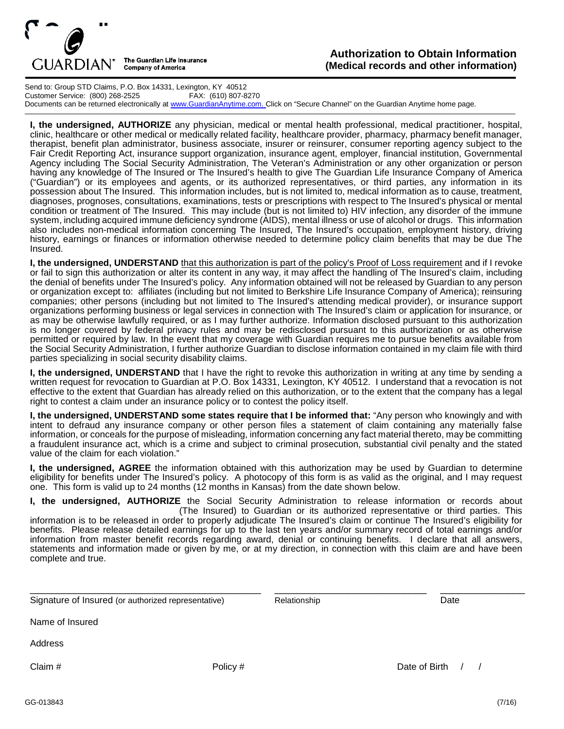GUARDIAN® The Guardian Life Insurance Company of America

# Authorization to Obtain Information (Medical records and other information)

Send to: Group STD Claims, P.O. Box 14331, Lexington, KY 40512
Customer Service: (800) 268-2525 FAX: (610) 807-8270
Documents can be returned electronically at www.GuardianAnytime.com. Click on "Secure Channel" on the Guardian Anytime home page.

**I, the undersigned, AUTHORIZE** any physician, medical or mental health professional, medical practitioner, hospital, clinic, healthcare or other medical or medically related facility, healthcare provider, pharmacy, pharmacy benefit manager, therapist, benefit plan administrator, business associate, insurer or reinsurer, consumer reporting agency subject to the Fair Credit Reporting Act, insurance support organization, insurance agent, employer, financial institution, Governmental Agency including The Social Security Administration, The Veteran's Administration or any other organization or person having any knowledge of The Insured or The Insured's health to give The Guardian Life Insurance Company of America ("Guardian") or its employees and agents, or its authorized representatives, or third parties, any information in its possession about The Insured. This information includes, but is not limited to, medical information as to cause, treatment, diagnoses, prognoses, consultations, examinations, tests or prescriptions with respect to The Insured's physical or mental condition or treatment of The Insured. This may include (but is not limited to) HIV infection, any disorder of the immune system, including acquired immune deficiency syndrome (AIDS), mental illness or use of alcohol or drugs. This information also includes non-medical information concerning The Insured, The Insured's occupation, employment history, driving history, earnings or finances or information otherwise needed to determine policy claim benefits that may be due The Insured.

**I, the undersigned, UNDERSTAND** that this authorization is part of the policy's Proof of Loss requirement and if I revoke or fail to sign this authorization or alter its content in any way, it may affect the handling of The Insured's claim, including the denial of benefits under The Insured's policy. Any information obtained will not be released by Guardian to any person or organization except to: affiliates (including but not limited to Berkshire Life Insurance Company of America); reinsuring companies; other persons (including but not limited to The Insured's attending medical provider), or insurance support organizations performing business or legal services in connection with The Insured's claim or application for insurance, or as may be otherwise lawfully required, or as I may further authorize. Information disclosed pursuant to this authorization is no longer covered by federal privacy rules and may be redisclosed pursuant to this authorization or as otherwise permitted or required by law. In the event that my coverage with Guardian requires me to pursue benefits available from the Social Security Administration, I further authorize Guardian to disclose information contained in my claim file with third parties specializing in social security disability claims.

**I, the undersigned, UNDERSTAND** that I have the right to revoke this authorization in writing at any time by sending a written request for revocation to Guardian at P.O. Box 14331, Lexington, KY 40512. I understand that a revocation is not effective to the extent that Guardian has already relied on this authorization, or to the extent that the company has a legal right to contest a claim under an insurance policy or to contest the policy itself.

**I, the undersigned, UNDERSTAND some states require that I be informed that:** "Any person who knowingly and with intent to defraud any insurance company or other person files a statement of claim containing any materially false information, or conceals for the purpose of misleading, information concerning any fact material thereto, may be committing a fraudulent insurance act, which is a crime and subject to criminal prosecution, substantial civil penalty and the stated value of the claim for each violation."

**I, the undersigned, AGREE** the information obtained with this authorization may be used by Guardian to determine eligibility for benefits under The Insured's policy. A photocopy of this form is as valid as the original, and I may request one. This form is valid up to 24 months (12 months in Kansas) from the date shown below.

**I, the undersigned, AUTHORIZE** the Social Security Administration to release information or records about \_\_\_\_\_\_\_\_\_\_\_\_\_\_\_\_\_\_\_\_ (The Insured) to Guardian or its authorized representative or third parties. This information is to be released in order to properly adjudicate The Insured's claim or continue The Insured's eligibility for benefits. Please release detailed earnings for up to the last ten years and/or summary record of total earnings and/or information from master benefit records regarding award, denial or continuing benefits. I declare that all answers, statements and information made or given by me, or at my direction, in connection with this claim are and have been complete and true.

\_\_\_\_\_\_\_\_\_\_\_\_\_\_\_\_\_\_\_\_\_\_\_\_\_\_\_\_\_\_\_\_\_\_\_\_ \_\_\_\_\_\_\_\_\_\_\_\_\_\_\_\_\_\_\_\_\_\_\_\_ \_\_\_\_\_\_\_\_\_\_\_\_\_
Signature of Insured (or authorized representative) Relationship Date

Name of Insured

Address

Claim # Policy # Date of Birth / /

GG-013843 (7/16)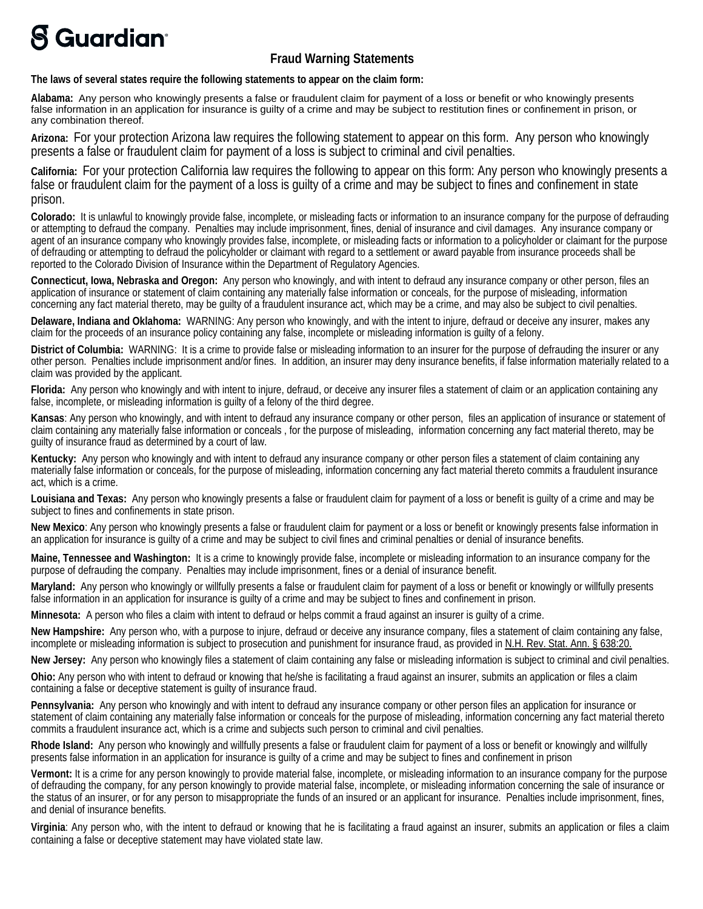Guardian

## Fraud Warning Statements

**The laws of several states require the following statements to appear on the claim form:**

**Alabama:** Any person who knowingly presents a false or fraudulent claim for payment of a loss or benefit or who knowingly presents false information in an application for insurance is guilty of a crime and may be subject to restitution fines or confinement in prison, or any combination thereof.

**Arizona:** For your protection Arizona law requires the following statement to appear on this form. Any person who knowingly presents a false or fraudulent claim for payment of a loss is subject to criminal and civil penalties.

**California:** For your protection California law requires the following to appear on this form: Any person who knowingly presents a false or fraudulent claim for the payment of a loss is guilty of a crime and may be subject to fines and confinement in state prison.

**Colorado:** It is unlawful to knowingly provide false, incomplete, or misleading facts or information to an insurance company for the purpose of defrauding or attempting to defraud the company. Penalties may include imprisonment, fines, denial of insurance and civil damages. Any insurance company or agent of an insurance company who knowingly provides false, incomplete, or misleading facts or information to a policyholder or claimant for the purpose of defrauding or attempting to defraud the policyholder or claimant with regard to a settlement or award payable from insurance proceeds shall be reported to the Colorado Division of Insurance within the Department of Regulatory Agencies.

**Connecticut, Iowa, Nebraska and Oregon:** Any person who knowingly, and with intent to defraud any insurance company or other person, files an application of insurance or statement of claim containing any materially false information or conceals, for the purpose of misleading, information concerning any fact material thereto, may be guilty of a fraudulent insurance act, which may be a crime, and may also be subject to civil penalties.

**Delaware, Indiana and Oklahoma:** WARNING: Any person who knowingly, and with the intent to injure, defraud or deceive any insurer, makes any claim for the proceeds of an insurance policy containing any false, incomplete or misleading information is guilty of a felony.

**District of Columbia:** WARNING: It is a crime to provide false or misleading information to an insurer for the purpose of defrauding the insurer or any other person. Penalties include imprisonment and/or fines. In addition, an insurer may deny insurance benefits, if false information materially related to a claim was provided by the applicant.

**Florida:** Any person who knowingly and with intent to injure, defraud, or deceive any insurer files a statement of claim or an application containing any false, incomplete, or misleading information is guilty of a felony of the third degree.

**Kansas**: Any person who knowingly, and with intent to defraud any insurance company or other person, files an application of insurance or statement of claim containing any materially false information or conceals , for the purpose of misleading, information concerning any fact material thereto, may be guilty of insurance fraud as determined by a court of law.

**Kentucky:** Any person who knowingly and with intent to defraud any insurance company or other person files a statement of claim containing any materially false information or conceals, for the purpose of misleading, information concerning any fact material thereto commits a fraudulent insurance act, which is a crime.

**Louisiana and Texas:** Any person who knowingly presents a false or fraudulent claim for payment of a loss or benefit is guilty of a crime and may be subject to fines and confinements in state prison.

**New Mexico**: Any person who knowingly presents a false or fraudulent claim for payment or a loss or benefit or knowingly presents false information in an application for insurance is guilty of a crime and may be subject to civil fines and criminal penalties or denial of insurance benefits.

**Maine, Tennessee and Washington:** It is a crime to knowingly provide false, incomplete or misleading information to an insurance company for the purpose of defrauding the company. Penalties may include imprisonment, fines or a denial of insurance benefit.

**Maryland:** Any person who knowingly or willfully presents a false or fraudulent claim for payment of a loss or benefit or knowingly or willfully presents false information in an application for insurance is guilty of a crime and may be subject to fines and confinement in prison.

**Minnesota:** A person who files a claim with intent to defraud or helps commit a fraud against an insurer is guilty of a crime.

**New Hampshire:** Any person who, with a purpose to injure, defraud or deceive any insurance company, files a statement of claim containing any false, incomplete or misleading information is subject to prosecution and punishment for insurance fraud, as provided in N.H. Rev. Stat. Ann. § 638:20.

**New Jersey:** Any person who knowingly files a statement of claim containing any false or misleading information is subject to criminal and civil penalties.

**Ohio:** Any person who with intent to defraud or knowing that he/she is facilitating a fraud against an insurer, submits an application or files a claim containing a false or deceptive statement is guilty of insurance fraud.

**Pennsylvania:** Any person who knowingly and with intent to defraud any insurance company or other person files an application for insurance or statement of claim containing any materially false information or conceals for the purpose of misleading, information concerning any fact material thereto commits a fraudulent insurance act, which is a crime and subjects such person to criminal and civil penalties.

**Rhode Island:** Any person who knowingly and willfully presents a false or fraudulent claim for payment of a loss or benefit or knowingly and willfully presents false information in an application for insurance is guilty of a crime and may be subject to fines and confinement in prison

**Vermont:** It is a crime for any person knowingly to provide material false, incomplete, or misleading information to an insurance company for the purpose of defrauding the company, for any person knowingly to provide material false, incomplete, or misleading information concerning the sale of insurance or the status of an insurer, or for any person to misappropriate the funds of an insured or an applicant for insurance. Penalties include imprisonment, fines, and denial of insurance benefits.

**Virginia**: Any person who, with the intent to defraud or knowing that he is facilitating a fraud against an insurer, submits an application or files a claim containing a false or deceptive statement may have violated state law.